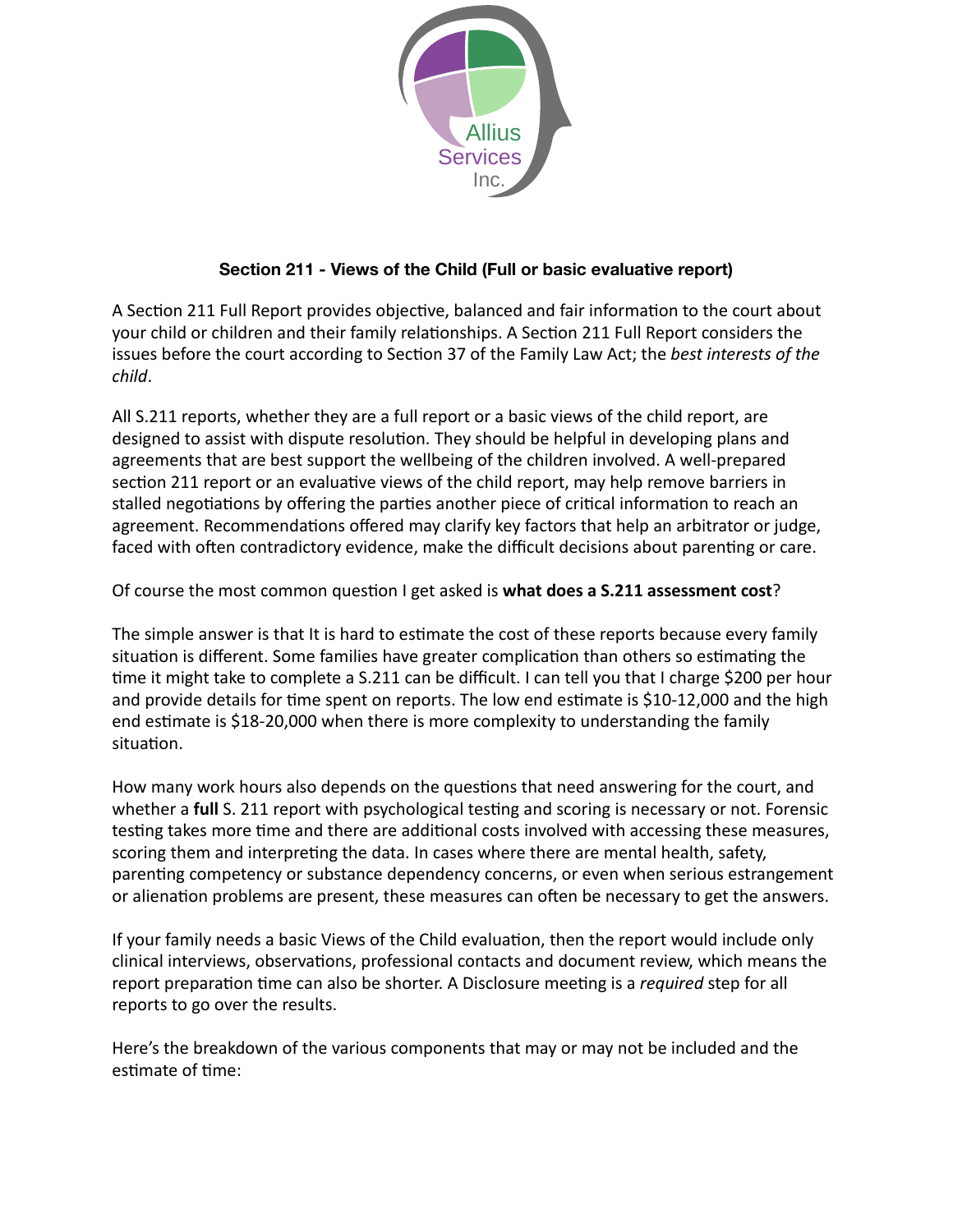Allius Services Inc.

## Section 211 - Views of the Child (Full or basic evaluative report)

A Section 211 Full Report provides objective, balanced and fair information to the court about your child or children and their family relationships. A Section 211 Full Report considers the issues before the court according to Section 37 of the Family Law Act; the *best interests of the child*.

All S.211 reports, whether they are a full report or a basic views of the child report, are designed to assist with dispute resolution. They should be helpful in developing plans and agreements that are best support the wellbeing of the children involved. A well-prepared section 211 report or an evaluative views of the child report, may help remove barriers in stalled negotiations by offering the parties another piece of critical information to reach an agreement. Recommendations offered may clarify key factors that help an arbitrator or judge, faced with often contradictory evidence, make the difficult decisions about parenting or care.

Of course the most common question I get asked is **what does a S.211 assessment cost**?

The simple answer is that It is hard to estimate the cost of these reports because every family situation is different. Some families have greater complication than others so estimating the time it might take to complete a S.211 can be difficult. I can tell you that I charge $200 per hour and provide details for time spent on reports. The low end estimate is $10-12,000 and the high end estimate is $18-20,000 when there is more complexity to understanding the family situation.

How many work hours also depends on the questions that need answering for the court, and whether a **full** S. 211 report with psychological testing and scoring is necessary or not. Forensic testing takes more time and there are additional costs involved with accessing these measures, scoring them and interpreting the data. In cases where there are mental health, safety, parenting competency or substance dependency concerns, or even when serious estrangement or alienation problems are present, these measures can often be necessary to get the answers.

If your family needs a basic Views of the Child evaluation, then the report would include only clinical interviews, observations, professional contacts and document review, which means the report preparation time can also be shorter. A Disclosure meeting is a *required* step for all reports to go over the results.

Here's the breakdown of the various components that may or may not be included and the estimate of time: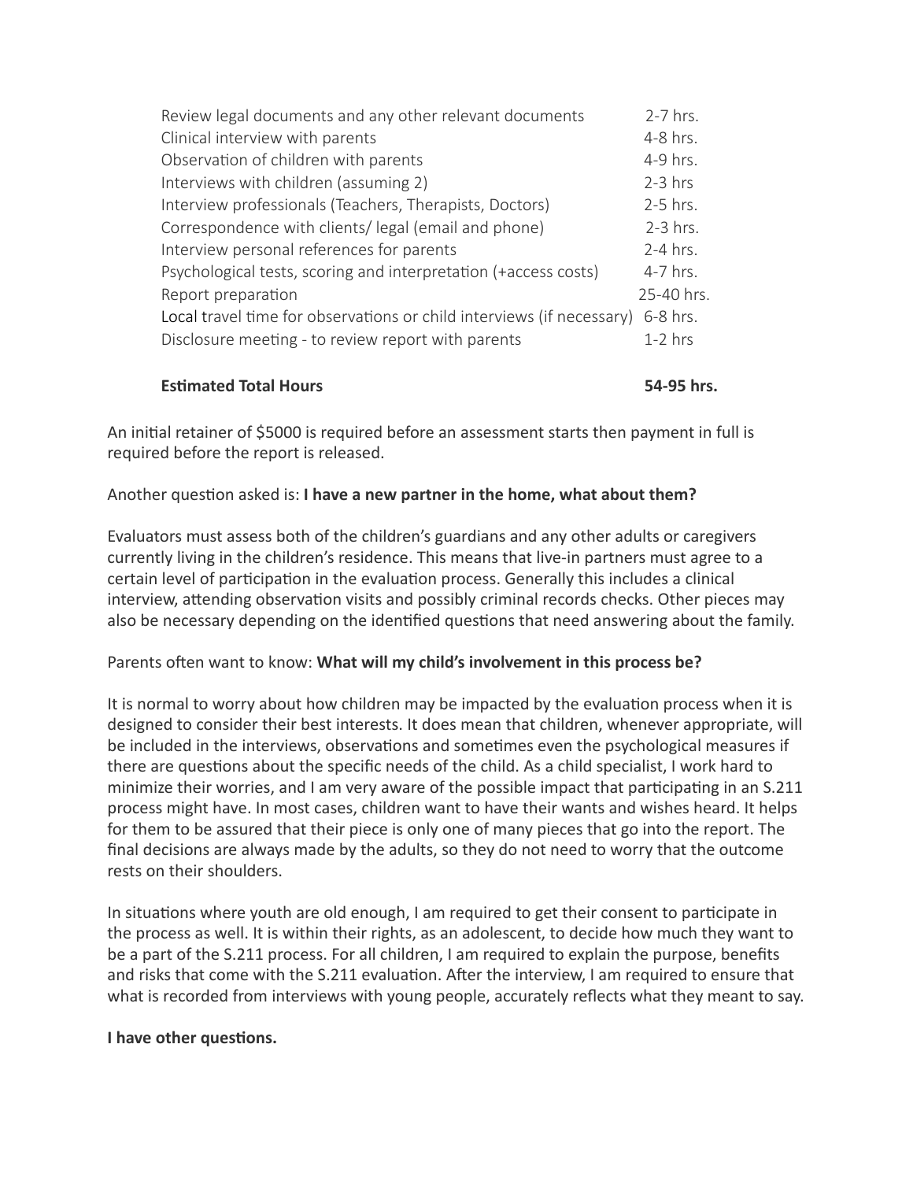| | |
|---|---|
| Review legal documents and any other relevant documents | 2-7 hrs. |
| Clinical interview with parents | 4-8 hrs. |
| Observation of children with parents | 4-9 hrs. |
| Interviews with children (assuming 2) | 2-3 hrs |
| Interview professionals (Teachers, Therapists, Doctors) | 2-5 hrs. |
| Correspondence with clients/ legal (email and phone) | 2-3 hrs. |
| Interview personal references for parents | 2-4 hrs. |
| Psychological tests, scoring and interpretation (+access costs) | 4-7 hrs. |
| Report preparation | 25-40 hrs. |
| Local travel time for observations or child interviews (if necessary) | 6-8 hrs. |
| Disclosure meeting - to review report with parents | 1-2 hrs |
| **Estimated Total Hours** | **54-95 hrs.** |

An initial retainer of $5000 is required before an assessment starts then payment in full is required before the report is released.

Another question asked is: **I have a new partner in the home, what about them?**

Evaluators must assess both of the children's guardians and any other adults or caregivers currently living in the children's residence. This means that live-in partners must agree to a certain level of participation in the evaluation process. Generally this includes a clinical interview, attending observation visits and possibly criminal records checks. Other pieces may also be necessary depending on the identified questions that need answering about the family.

Parents often want to know: **What will my child's involvement in this process be?**

It is normal to worry about how children may be impacted by the evaluation process when it is designed to consider their best interests. It does mean that children, whenever appropriate, will be included in the interviews, observations and sometimes even the psychological measures if there are questions about the specific needs of the child. As a child specialist, I work hard to minimize their worries, and I am very aware of the possible impact that participating in an S.211 process might have. In most cases, children want to have their wants and wishes heard. It helps for them to be assured that their piece is only one of many pieces that go into the report. The final decisions are always made by the adults, so they do not need to worry that the outcome rests on their shoulders.

In situations where youth are old enough, I am required to get their consent to participate in the process as well. It is within their rights, as an adolescent, to decide how much they want to be a part of the S.211 process. For all children, I am required to explain the purpose, benefits and risks that come with the S.211 evaluation. After the interview, I am required to ensure that what is recorded from interviews with young people, accurately reflects what they meant to say.

**I have other questions.**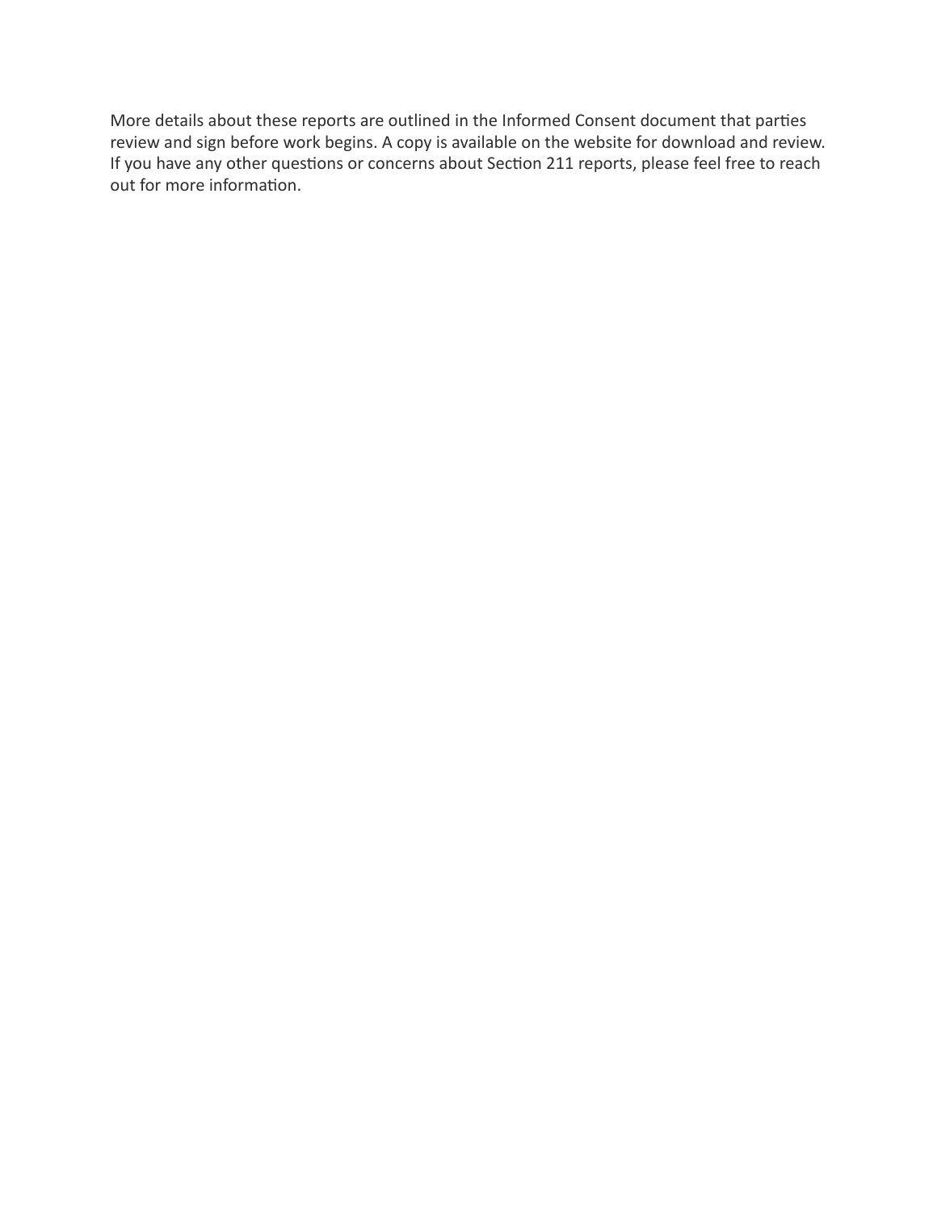More details about these reports are outlined in the Informed Consent document that parties review and sign before work begins. A copy is available on the website for download and review. If you have any other questions or concerns about Section 211 reports, please feel free to reach out for more information.